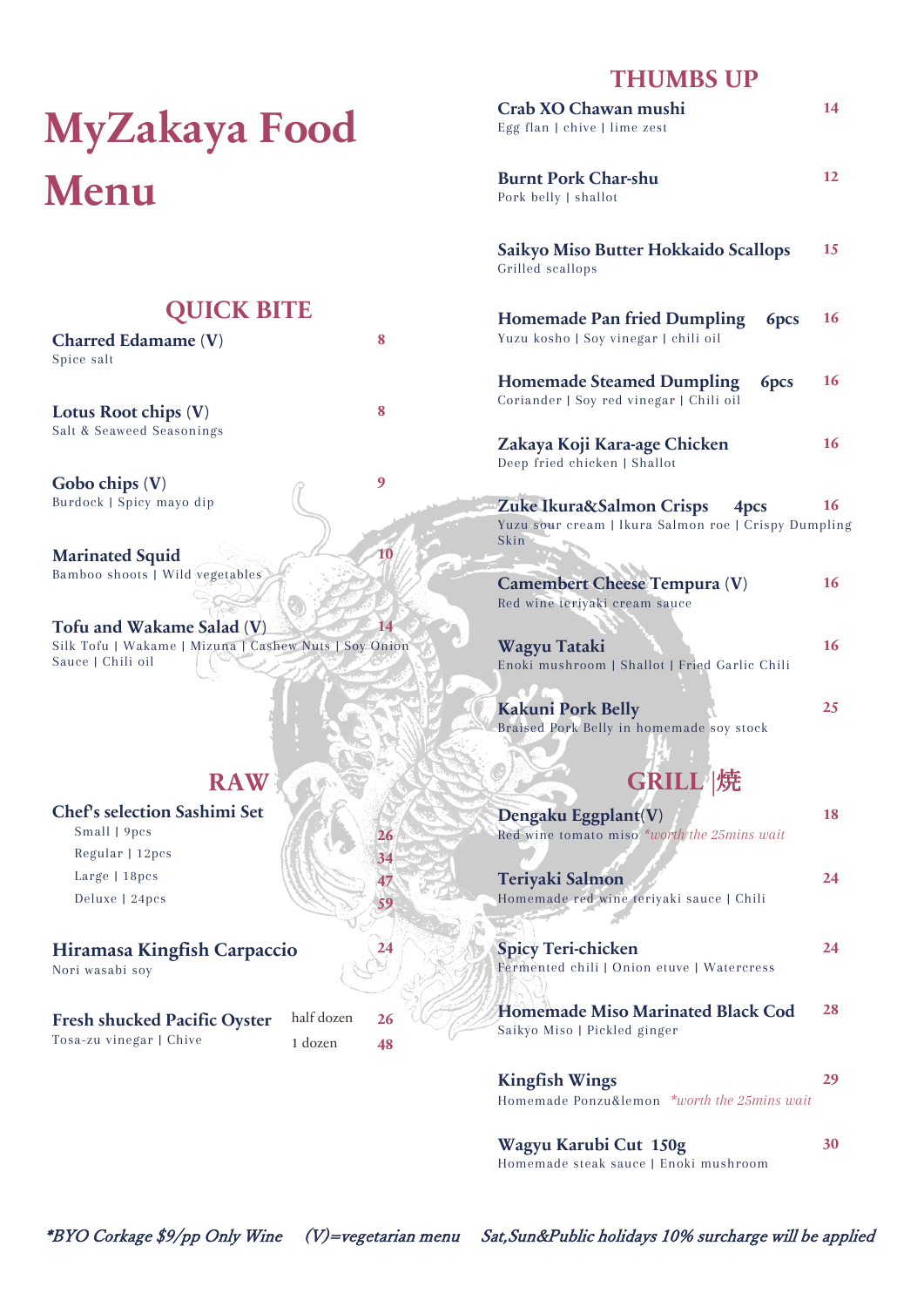# MyZakaya Food Menu

## QUICK BITE

**Charred Edamame (V)** — 8
Spice salt

**Lotus Root chips (V)** — 8
Salt & Seaweed Seasonings

**Gobo chips (V)** — 9
Burdock | Spicy mayo dip

**Marinated Squid** — 10
Bamboo shoots | Wild vegetables

**Tofu and Wakame Salad (V)** — 14
Silk Tofu | Wakame | Mizuna | Cashew Nuts | Soy Onion Sauce | Chili oil

## RAW

**Chef's selection Sashimi Set**

- Small | 9pcs — 26
- Regular | 12pcs — 34
- Large | 18pcs — 47
- Deluxe | 24pcs — 59

**Hiramasa Kingfish Carpaccio** — 24
Nori wasabi soy

**Fresh shucked Pacific Oyster** — half dozen 26 / 1 dozen 48
Tosa-zu vinegar | Chive

## THUMBS UP

**Crab XO Chawan mushi** — 14
Egg flan | chive | lime zest

**Burnt Pork Char-shu** — 12
Pork belly | shallot

**Saikyo Miso Butter Hokkaido Scallops** — 15
Grilled scallops

**Homemade Pan fried Dumpling 6pcs** — 16
Yuzu kosho | Soy vinegar | chili oil

**Homemade Steamed Dumpling 6pcs** — 16
Coriander | Soy red vinegar | Chili oil

**Zakaya Koji Kara-age Chicken** — 16
Deep fried chicken | Shallot

**Zuke Ikura&Salmon Crisps 4pcs** — 16
Yuzu sour cream | Ikura Salmon roe | Crispy Dumpling Skin

**Camembert Cheese Tempura (V)** — 16
Red wine teriyaki cream sauce

**Wagyu Tataki** — 16
Enoki mushroom | Shallot | Fried Garlic Chili

**Kakuni Pork Belly** — 25
Braised Pork Belly in homemade soy stock

## GRILL |焼

**Dengaku Eggplant(V)** — 18
Red wine tomato miso *\*worth the 25mins wait*

**Teriyaki Salmon** — 24
Homemade red wine teriyaki sauce | Chili

**Spicy Teri-chicken** — 24
Fermented chili | Onion etuve | Watercress

**Homemade Miso Marinated Black Cod** — 28
Saikyo Miso | Pickled ginger

**Kingfish Wings** — 29
Homemade Ponzu&lemon *\*worth the 25mins wait*

**Wagyu Karubi Cut 150g** — 30
Homemade steak sauce | Enoki mushroom

*\*BYO Corkage $9/pp Only Wine (V)=vegetarian menu Sat,Sun&Public holidays 10% surcharge will be applied*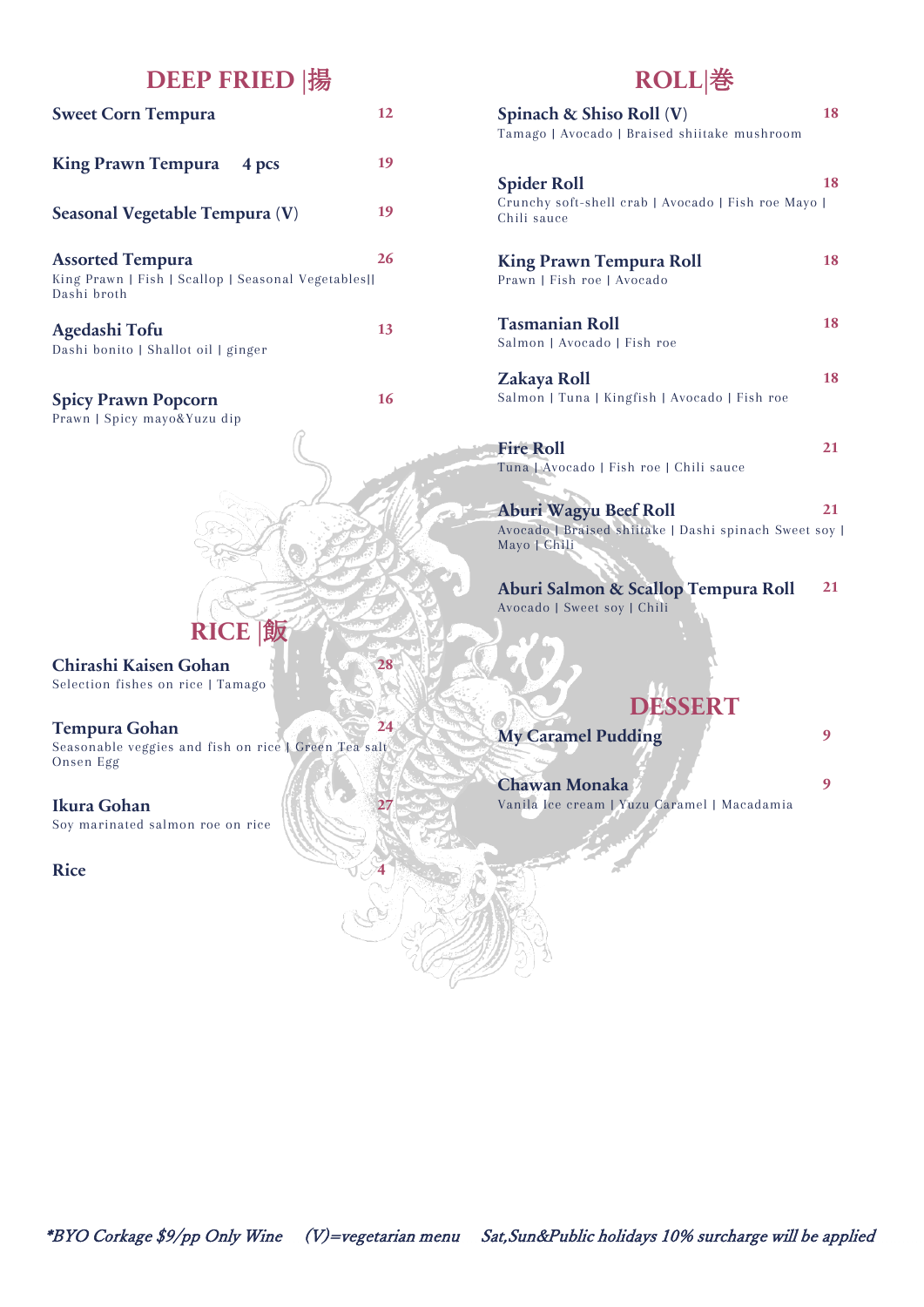## DEEP FRIED |揚

**Sweet Corn Tempura** 12

**King Prawn Tempura 4 pcs** 19

**Seasonal Vegetable Tempura (V)** 19

**Assorted Tempura** 26
King Prawn | Fish | Scallop | Seasonal Vegetables|| Dashi broth

**Agedashi Tofu** 13
Dashi bonito | Shallot oil | ginger

**Spicy Prawn Popcorn** 16
Prawn | Spicy mayo&Yuzu dip

## RICE |飯

**Chirashi Kaisen Gohan** 28
Selection fishes on rice | Tamago

**Tempura Gohan** 24
Seasonable veggies and fish on rice | Green Tea salt Onsen Egg

**Ikura Gohan** 27
Soy marinated salmon roe on rice

**Rice** 4

## ROLL|巻

**Spinach & Shiso Roll (V)** 18
Tamago | Avocado | Braised shiitake mushroom

**Spider Roll** 18
Crunchy soft-shell crab | Avocado | Fish roe Mayo | Chili sauce

**King Prawn Tempura Roll** 18
Prawn | Fish roe | Avocado

**Tasmanian Roll** 18
Salmon | Avocado | Fish roe

**Zakaya Roll** 18
Salmon | Tuna | Kingfish | Avocado | Fish roe

**Fire Roll** 21
Tuna | Avocado | Fish roe | Chili sauce

**Aburi Wagyu Beef Roll** 21
Avocado | Braised shiitake | Dashi spinach Sweet soy | Mayo | Chili

**Aburi Salmon & Scallop Tempura Roll** 21
Avocado | Sweet soy | Chili

## DESSERT

**My Caramel Pudding** 9

**Chawan Monaka** 9
Vanila Ice cream | Yuzu Caramel | Macadamia

*\*BYO Corkage $9/pp Only Wine (V)=vegetarian menu Sat,Sun&Public holidays 10% surcharge will be applied*